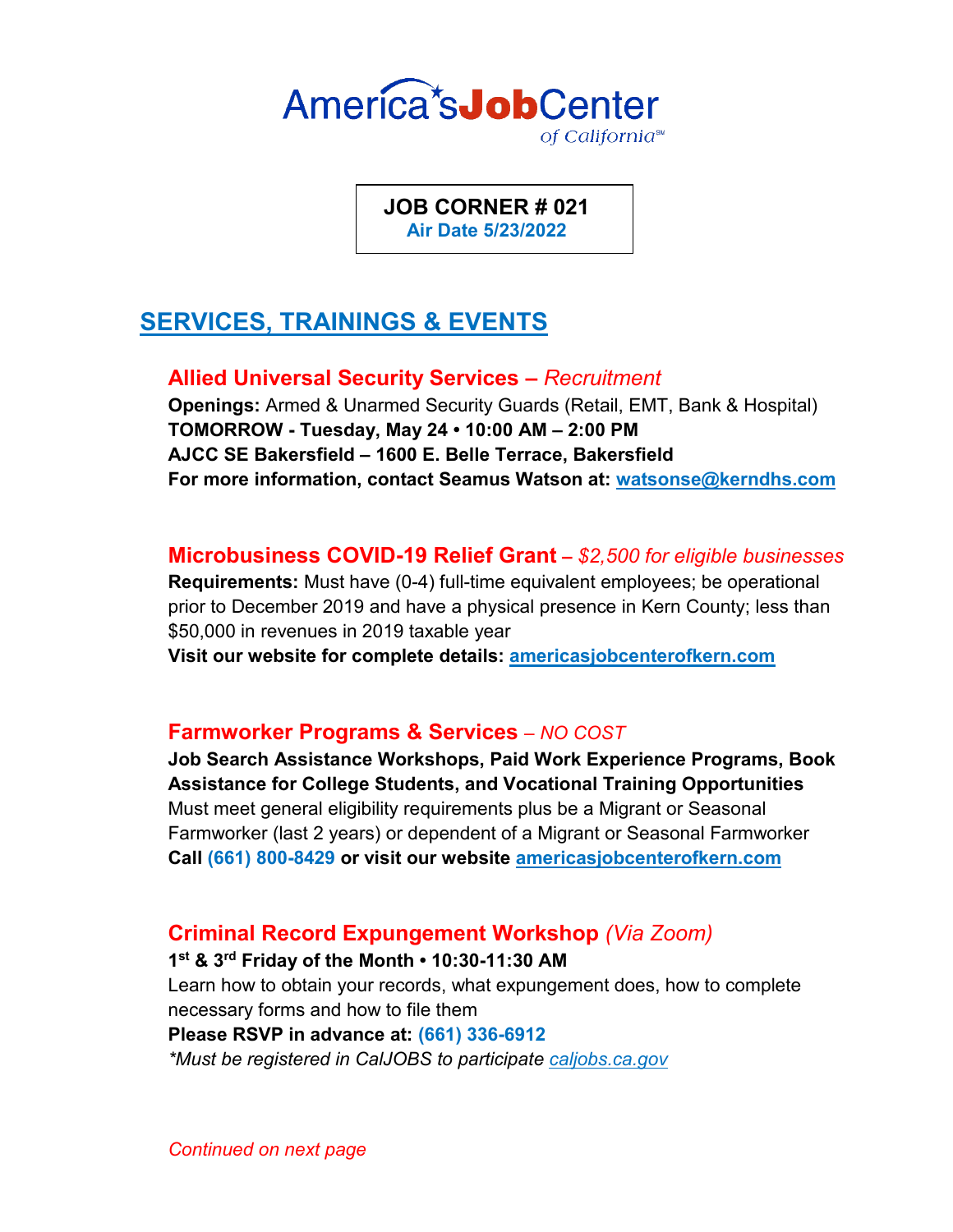America's Job Center of California℠

**JOB CORNER # 021**
**Air Date 5/23/2022**

## SERVICES, TRAININGS & EVENTS

### Allied Universal Security Services – *Recruitment*

**Openings:** Armed & Unarmed Security Guards (Retail, EMT, Bank & Hospital)
**TOMORROW - Tuesday, May 24 • 10:00 AM – 2:00 PM**
**AJCC SE Bakersfield – 1600 E. Belle Terrace, Bakersfield**
**For more information, contact Seamus Watson at: watsonse@kerndhs.com**

### Microbusiness COVID-19 Relief Grant – *$2,500 for eligible businesses*

**Requirements:** Must have (0-4) full-time equivalent employees; be operational prior to December 2019 and have a physical presence in Kern County; less than $50,000 in revenues in 2019 taxable year
**Visit our website for complete details: americasjobcenterofkern.com**

### Farmworker Programs & Services – *NO COST*

**Job Search Assistance Workshops, Paid Work Experience Programs, Book Assistance for College Students, and Vocational Training Opportunities**
Must meet general eligibility requirements plus be a Migrant or Seasonal Farmworker (last 2 years) or dependent of a Migrant or Seasonal Farmworker
**Call (661) 800-8429 or visit our website americasjobcenterofkern.com**

### Criminal Record Expungement Workshop *(Via Zoom)*

**1st & 3rd Friday of the Month • 10:30-11:30 AM**
Learn how to obtain your records, what expungement does, how to complete necessary forms and how to file them
**Please RSVP in advance at: (661) 336-6912**
*\*Must be registered in CalJOBS to participate caljobs.ca.gov*

*Continued on next page*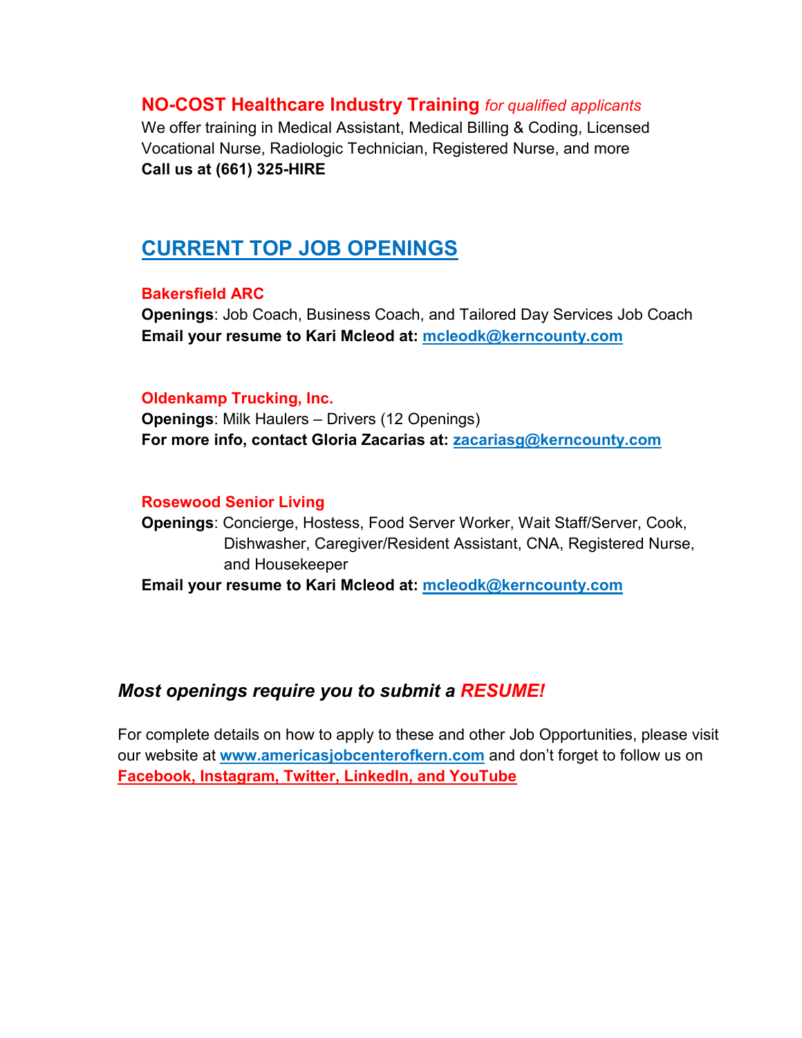**NO-COST Healthcare Industry Training** *for qualified applicants*

We offer training in Medical Assistant, Medical Billing & Coding, Licensed Vocational Nurse, Radiologic Technician, Registered Nurse, and more

**Call us at (661) 325-HIRE**

## CURRENT TOP JOB OPENINGS

**Bakersfield ARC**

**Openings**: Job Coach, Business Coach, and Tailored Day Services Job Coach

**Email your resume to Kari Mcleod at: mcleodk@kerncounty.com**

**Oldenkamp Trucking, Inc.**

**Openings**: Milk Haulers – Drivers (12 Openings)

**For more info, contact Gloria Zacarias at: zacariasg@kerncounty.com**

**Rosewood Senior Living**

**Openings**: Concierge, Hostess, Food Server Worker, Wait Staff/Server, Cook, Dishwasher, Caregiver/Resident Assistant, CNA, Registered Nurse, and Housekeeper

**Email your resume to Kari Mcleod at: mcleodk@kerncounty.com**

***Most openings require you to submit a RESUME!***

For complete details on how to apply to these and other Job Opportunities, please visit our website at **www.americasjobcenterofkern.com** and don't forget to follow us on **Facebook, Instagram, Twitter, LinkedIn, and YouTube**